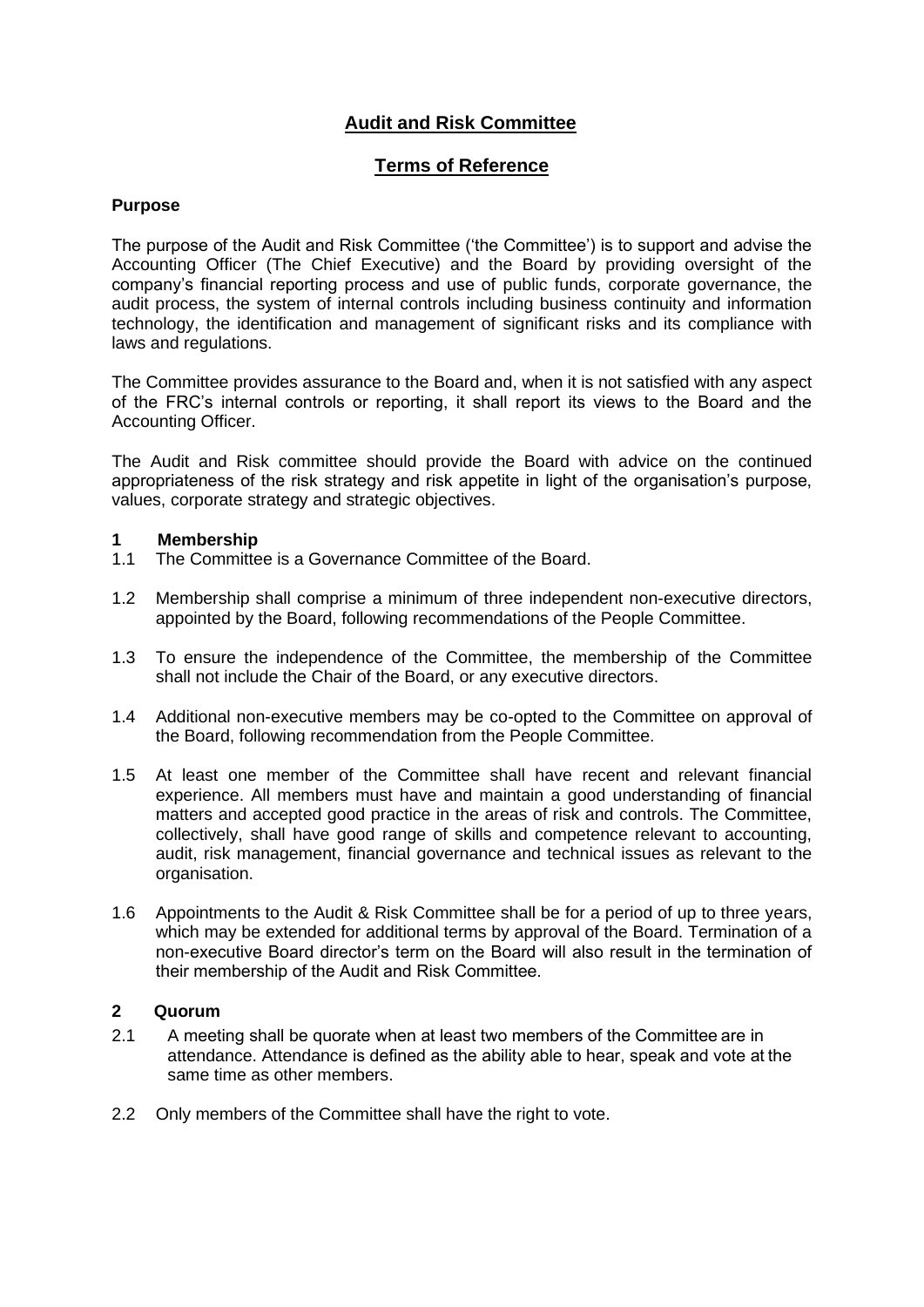# Audit and Risk Committee

## Terms of Reference

**Purpose**

The purpose of the Audit and Risk Committee ('the Committee') is to support and advise the Accounting Officer (The Chief Executive) and the Board by providing oversight of the company's financial reporting process and use of public funds, corporate governance, the audit process, the system of internal controls including business continuity and information technology, the identification and management of significant risks and its compliance with laws and regulations.

The Committee provides assurance to the Board and, when it is not satisfied with any aspect of the FRC's internal controls or reporting, it shall report its views to the Board and the Accounting Officer.

The Audit and Risk committee should provide the Board with advice on the continued appropriateness of the risk strategy and risk appetite in light of the organisation's purpose, values, corporate strategy and strategic objectives.

**1 Membership**

1.1 The Committee is a Governance Committee of the Board.

1.2 Membership shall comprise a minimum of three independent non-executive directors, appointed by the Board, following recommendations of the People Committee.

1.3 To ensure the independence of the Committee, the membership of the Committee shall not include the Chair of the Board, or any executive directors.

1.4 Additional non-executive members may be co-opted to the Committee on approval of the Board, following recommendation from the People Committee.

1.5 At least one member of the Committee shall have recent and relevant financial experience. All members must have and maintain a good understanding of financial matters and accepted good practice in the areas of risk and controls. The Committee, collectively, shall have good range of skills and competence relevant to accounting, audit, risk management, financial governance and technical issues as relevant to the organisation.

1.6 Appointments to the Audit & Risk Committee shall be for a period of up to three years, which may be extended for additional terms by approval of the Board. Termination of a non-executive Board director's term on the Board will also result in the termination of their membership of the Audit and Risk Committee.

**2 Quorum**

2.1 A meeting shall be quorate when at least two members of the Committee are in attendance. Attendance is defined as the ability able to hear, speak and vote at the same time as other members.

2.2 Only members of the Committee shall have the right to vote.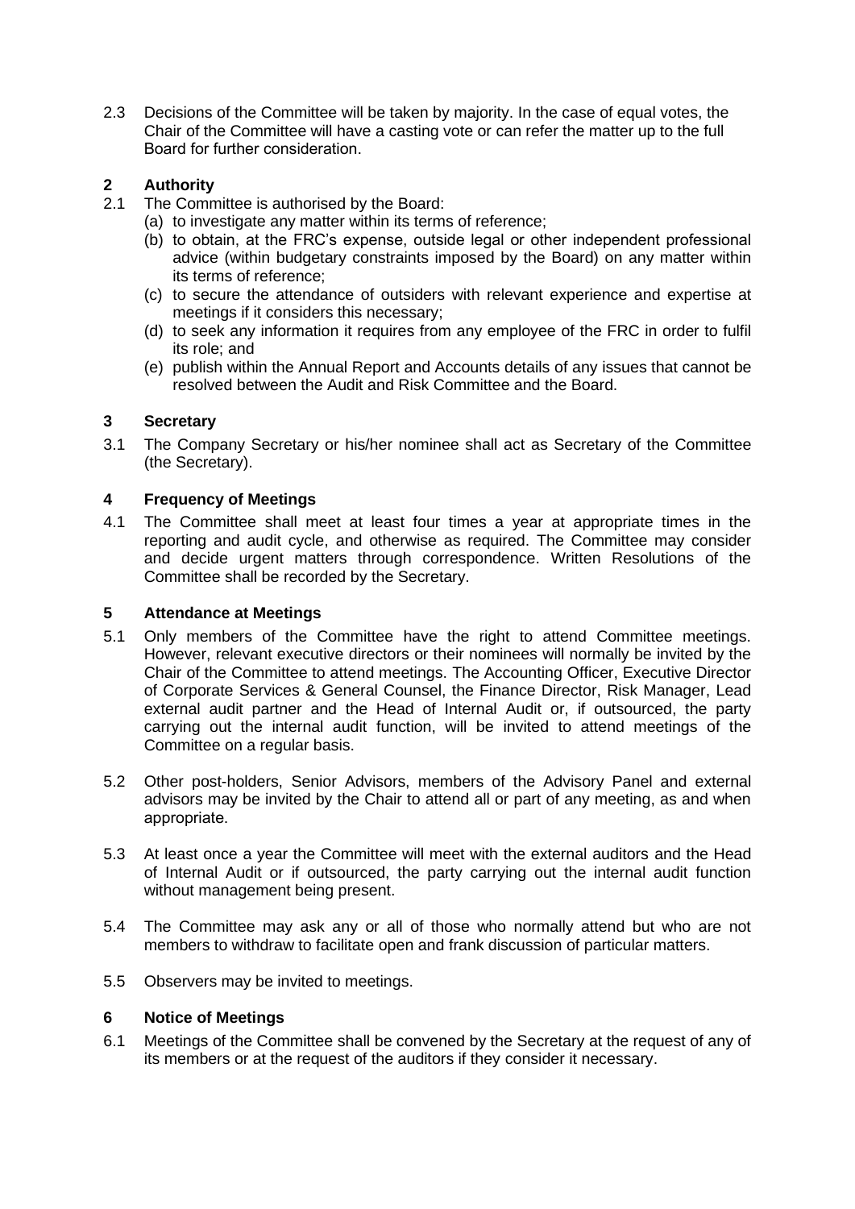2.3 Decisions of the Committee will be taken by majority. In the case of equal votes, the Chair of the Committee will have a casting vote or can refer the matter up to the full Board for further consideration.

## 2 Authority

2.1 The Committee is authorised by the Board:

(a) to investigate any matter within its terms of reference;

(b) to obtain, at the FRC's expense, outside legal or other independent professional advice (within budgetary constraints imposed by the Board) on any matter within its terms of reference;

(c) to secure the attendance of outsiders with relevant experience and expertise at meetings if it considers this necessary;

(d) to seek any information it requires from any employee of the FRC in order to fulfil its role; and

(e) publish within the Annual Report and Accounts details of any issues that cannot be resolved between the Audit and Risk Committee and the Board.

## 3 Secretary

3.1 The Company Secretary or his/her nominee shall act as Secretary of the Committee (the Secretary).

## 4 Frequency of Meetings

4.1 The Committee shall meet at least four times a year at appropriate times in the reporting and audit cycle, and otherwise as required. The Committee may consider and decide urgent matters through correspondence. Written Resolutions of the Committee shall be recorded by the Secretary.

## 5 Attendance at Meetings

5.1 Only members of the Committee have the right to attend Committee meetings. However, relevant executive directors or their nominees will normally be invited by the Chair of the Committee to attend meetings. The Accounting Officer, Executive Director of Corporate Services & General Counsel, the Finance Director, Risk Manager, Lead external audit partner and the Head of Internal Audit or, if outsourced, the party carrying out the internal audit function, will be invited to attend meetings of the Committee on a regular basis.

5.2 Other post-holders, Senior Advisors, members of the Advisory Panel and external advisors may be invited by the Chair to attend all or part of any meeting, as and when appropriate.

5.3 At least once a year the Committee will meet with the external auditors and the Head of Internal Audit or if outsourced, the party carrying out the internal audit function without management being present.

5.4 The Committee may ask any or all of those who normally attend but who are not members to withdraw to facilitate open and frank discussion of particular matters.

5.5 Observers may be invited to meetings.

## 6 Notice of Meetings

6.1 Meetings of the Committee shall be convened by the Secretary at the request of any of its members or at the request of the auditors if they consider it necessary.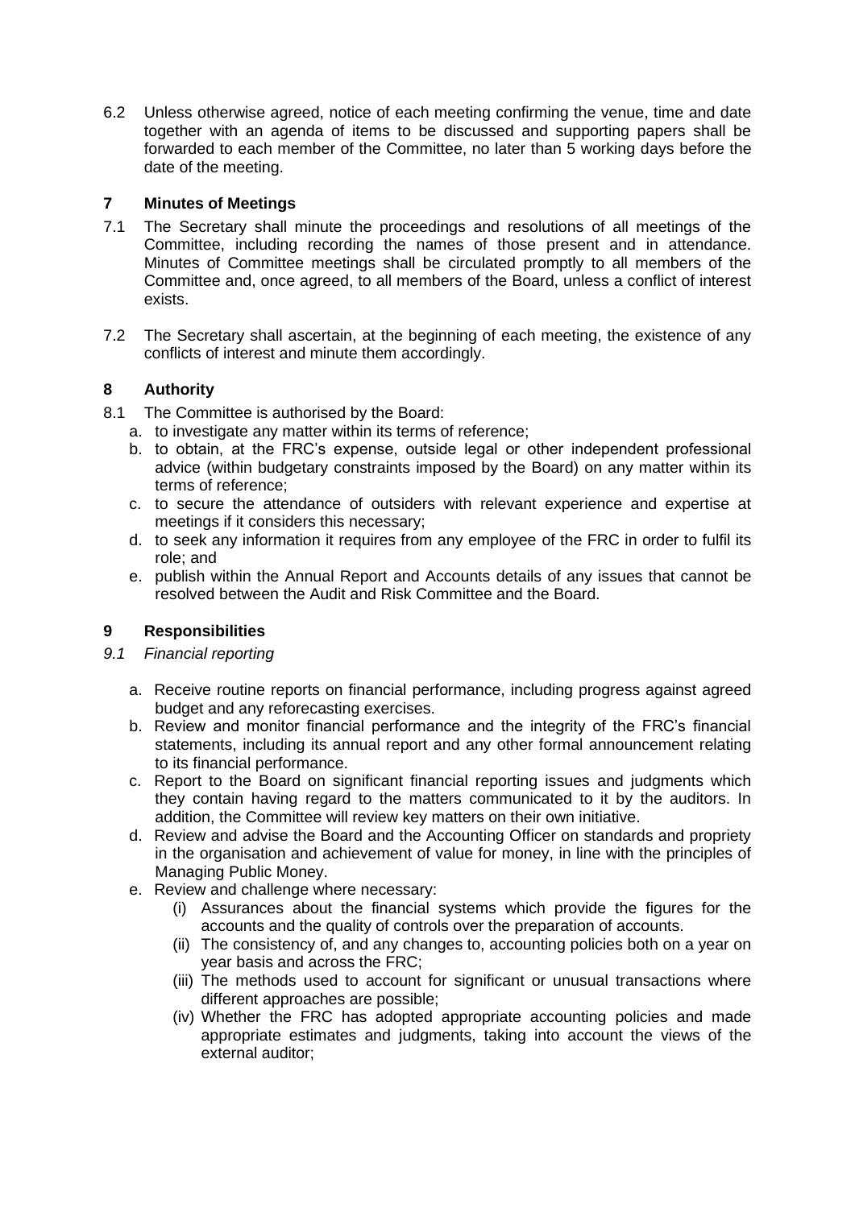6.2 Unless otherwise agreed, notice of each meeting confirming the venue, time and date together with an agenda of items to be discussed and supporting papers shall be forwarded to each member of the Committee, no later than 5 working days before the date of the meeting.

## 7 Minutes of Meetings

7.1 The Secretary shall minute the proceedings and resolutions of all meetings of the Committee, including recording the names of those present and in attendance. Minutes of Committee meetings shall be circulated promptly to all members of the Committee and, once agreed, to all members of the Board, unless a conflict of interest exists.

7.2 The Secretary shall ascertain, at the beginning of each meeting, the existence of any conflicts of interest and minute them accordingly.

## 8 Authority

8.1 The Committee is authorised by the Board:

a. to investigate any matter within its terms of reference;
b. to obtain, at the FRC's expense, outside legal or other independent professional advice (within budgetary constraints imposed by the Board) on any matter within its terms of reference;
c. to secure the attendance of outsiders with relevant experience and expertise at meetings if it considers this necessary;
d. to seek any information it requires from any employee of the FRC in order to fulfil its role; and
e. publish within the Annual Report and Accounts details of any issues that cannot be resolved between the Audit and Risk Committee and the Board.

## 9 Responsibilities

*9.1 Financial reporting*

a. Receive routine reports on financial performance, including progress against agreed budget and any reforecasting exercises.
b. Review and monitor financial performance and the integrity of the FRC's financial statements, including its annual report and any other formal announcement relating to its financial performance.
c. Report to the Board on significant financial reporting issues and judgments which they contain having regard to the matters communicated to it by the auditors. In addition, the Committee will review key matters on their own initiative.
d. Review and advise the Board and the Accounting Officer on standards and propriety in the organisation and achievement of value for money, in line with the principles of Managing Public Money.
e. Review and challenge where necessary:
   (i) Assurances about the financial systems which provide the figures for the accounts and the quality of controls over the preparation of accounts.
   (ii) The consistency of, and any changes to, accounting policies both on a year on year basis and across the FRC;
   (iii) The methods used to account for significant or unusual transactions where different approaches are possible;
   (iv) Whether the FRC has adopted appropriate accounting policies and made appropriate estimates and judgments, taking into account the views of the external auditor;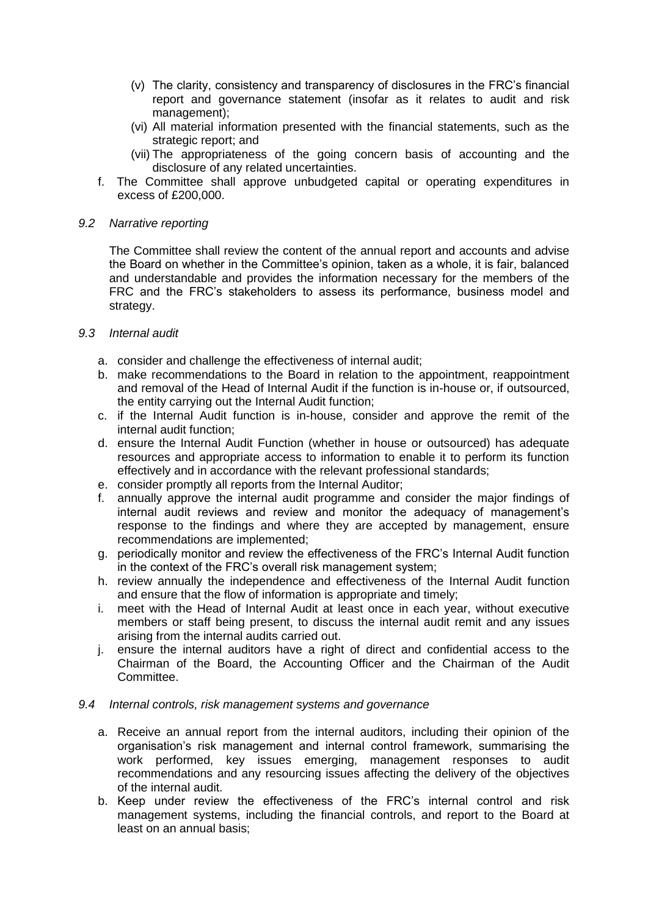(v) The clarity, consistency and transparency of disclosures in the FRC's financial report and governance statement (insofar as it relates to audit and risk management);

(vi) All material information presented with the financial statements, such as the strategic report; and

(vii) The appropriateness of the going concern basis of accounting and the disclosure of any related uncertainties.

f. The Committee shall approve unbudgeted capital or operating expenditures in excess of £200,000.

*9.2 Narrative reporting*

The Committee shall review the content of the annual report and accounts and advise the Board on whether in the Committee's opinion, taken as a whole, it is fair, balanced and understandable and provides the information necessary for the members of the FRC and the FRC's stakeholders to assess its performance, business model and strategy.

*9.3 Internal audit*

a. consider and challenge the effectiveness of internal audit;
b. make recommendations to the Board in relation to the appointment, reappointment and removal of the Head of Internal Audit if the function is in-house or, if outsourced, the entity carrying out the Internal Audit function;
c. if the Internal Audit function is in-house, consider and approve the remit of the internal audit function;
d. ensure the Internal Audit Function (whether in house or outsourced) has adequate resources and appropriate access to information to enable it to perform its function effectively and in accordance with the relevant professional standards;
e. consider promptly all reports from the Internal Auditor;
f. annually approve the internal audit programme and consider the major findings of internal audit reviews and review and monitor the adequacy of management's response to the findings and where they are accepted by management, ensure recommendations are implemented;
g. periodically monitor and review the effectiveness of the FRC's Internal Audit function in the context of the FRC's overall risk management system;
h. review annually the independence and effectiveness of the Internal Audit function and ensure that the flow of information is appropriate and timely;
i. meet with the Head of Internal Audit at least once in each year, without executive members or staff being present, to discuss the internal audit remit and any issues arising from the internal audits carried out.
j. ensure the internal auditors have a right of direct and confidential access to the Chairman of the Board, the Accounting Officer and the Chairman of the Audit Committee.

*9.4 Internal controls, risk management systems and governance*

a. Receive an annual report from the internal auditors, including their opinion of the organisation's risk management and internal control framework, summarising the work performed, key issues emerging, management responses to audit recommendations and any resourcing issues affecting the delivery of the objectives of the internal audit.
b. Keep under review the effectiveness of the FRC's internal control and risk management systems, including the financial controls, and report to the Board at least on an annual basis;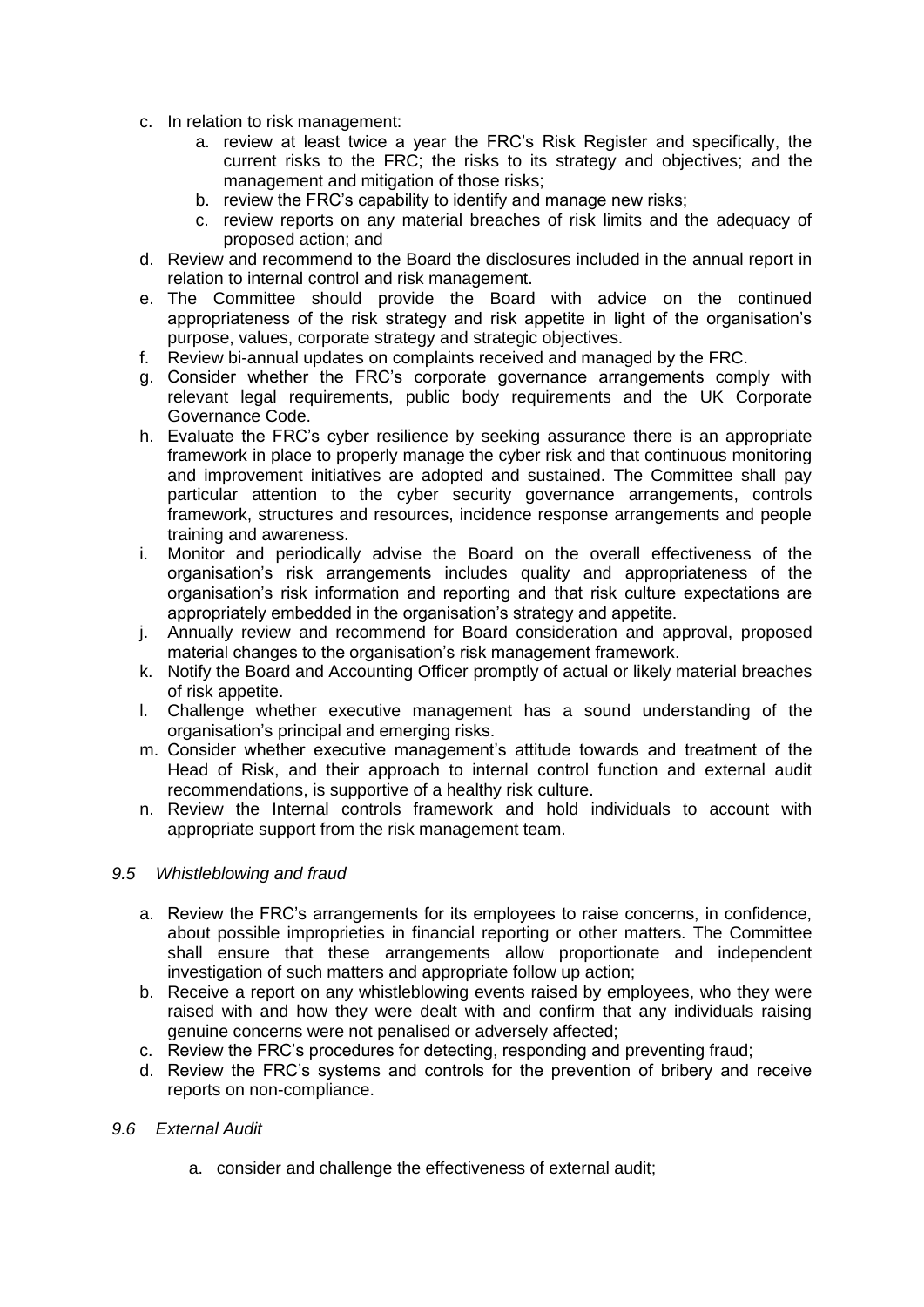c. In relation to risk management:
    a. review at least twice a year the FRC's Risk Register and specifically, the current risks to the FRC; the risks to its strategy and objectives; and the management and mitigation of those risks;
    b. review the FRC's capability to identify and manage new risks;
    c. review reports on any material breaches of risk limits and the adequacy of proposed action; and
d. Review and recommend to the Board the disclosures included in the annual report in relation to internal control and risk management.
e. The Committee should provide the Board with advice on the continued appropriateness of the risk strategy and risk appetite in light of the organisation's purpose, values, corporate strategy and strategic objectives.
f. Review bi-annual updates on complaints received and managed by the FRC.
g. Consider whether the FRC's corporate governance arrangements comply with relevant legal requirements, public body requirements and the UK Corporate Governance Code.
h. Evaluate the FRC's cyber resilience by seeking assurance there is an appropriate framework in place to properly manage the cyber risk and that continuous monitoring and improvement initiatives are adopted and sustained. The Committee shall pay particular attention to the cyber security governance arrangements, controls framework, structures and resources, incidence response arrangements and people training and awareness.
i. Monitor and periodically advise the Board on the overall effectiveness of the organisation's risk arrangements includes quality and appropriateness of the organisation's risk information and reporting and that risk culture expectations are appropriately embedded in the organisation's strategy and appetite.
j. Annually review and recommend for Board consideration and approval, proposed material changes to the organisation's risk management framework.
k. Notify the Board and Accounting Officer promptly of actual or likely material breaches of risk appetite.
l. Challenge whether executive management has a sound understanding of the organisation's principal and emerging risks.
m. Consider whether executive management's attitude towards and treatment of the Head of Risk, and their approach to internal control function and external audit recommendations, is supportive of a healthy risk culture.
n. Review the Internal controls framework and hold individuals to account with appropriate support from the risk management team.

*9.5 Whistleblowing and fraud*

a. Review the FRC's arrangements for its employees to raise concerns, in confidence, about possible improprieties in financial reporting or other matters. The Committee shall ensure that these arrangements allow proportionate and independent investigation of such matters and appropriate follow up action;
b. Receive a report on any whistleblowing events raised by employees, who they were raised with and how they were dealt with and confirm that any individuals raising genuine concerns were not penalised or adversely affected;
c. Review the FRC's procedures for detecting, responding and preventing fraud;
d. Review the FRC's systems and controls for the prevention of bribery and receive reports on non-compliance.

*9.6 External Audit*

a. consider and challenge the effectiveness of external audit;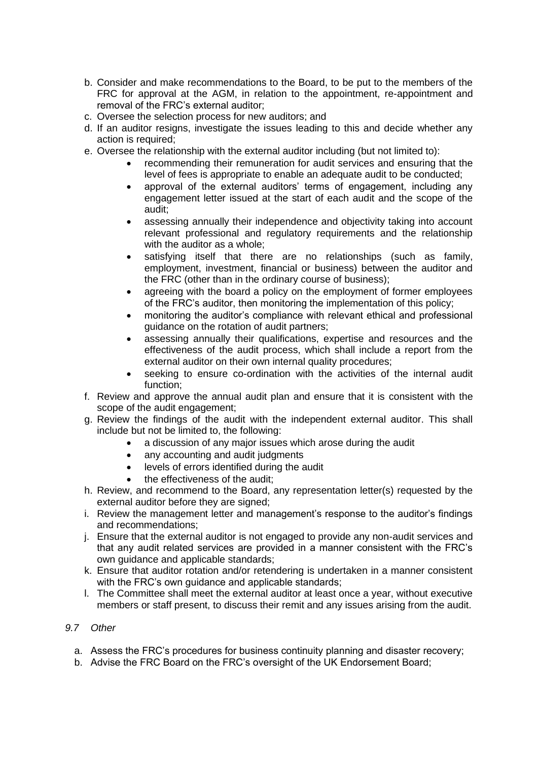b. Consider and make recommendations to the Board, to be put to the members of the FRC for approval at the AGM, in relation to the appointment, re-appointment and removal of the FRC's external auditor;
c. Oversee the selection process for new auditors; and
d. If an auditor resigns, investigate the issues leading to this and decide whether any action is required;
e. Oversee the relationship with the external auditor including (but not limited to):
    - recommending their remuneration for audit services and ensuring that the level of fees is appropriate to enable an adequate audit to be conducted;
    - approval of the external auditors' terms of engagement, including any engagement letter issued at the start of each audit and the scope of the audit;
    - assessing annually their independence and objectivity taking into account relevant professional and regulatory requirements and the relationship with the auditor as a whole;
    - satisfying itself that there are no relationships (such as family, employment, investment, financial or business) between the auditor and the FRC (other than in the ordinary course of business);
    - agreeing with the board a policy on the employment of former employees of the FRC's auditor, then monitoring the implementation of this policy;
    - monitoring the auditor's compliance with relevant ethical and professional guidance on the rotation of audit partners;
    - assessing annually their qualifications, expertise and resources and the effectiveness of the audit process, which shall include a report from the external auditor on their own internal quality procedures;
    - seeking to ensure co-ordination with the activities of the internal audit function;
f. Review and approve the annual audit plan and ensure that it is consistent with the scope of the audit engagement;
g. Review the findings of the audit with the independent external auditor. This shall include but not be limited to, the following:
    - a discussion of any major issues which arose during the audit
    - any accounting and audit judgments
    - levels of errors identified during the audit
    - the effectiveness of the audit;
h. Review, and recommend to the Board, any representation letter(s) requested by the external auditor before they are signed;
i. Review the management letter and management's response to the auditor's findings and recommendations;
j. Ensure that the external auditor is not engaged to provide any non-audit services and that any audit related services are provided in a manner consistent with the FRC's own guidance and applicable standards;
k. Ensure that auditor rotation and/or retendering is undertaken in a manner consistent with the FRC's own guidance and applicable standards;
l. The Committee shall meet the external auditor at least once a year, without executive members or staff present, to discuss their remit and any issues arising from the audit.

*9.7 Other*

a. Assess the FRC's procedures for business continuity planning and disaster recovery;
b. Advise the FRC Board on the FRC's oversight of the UK Endorsement Board;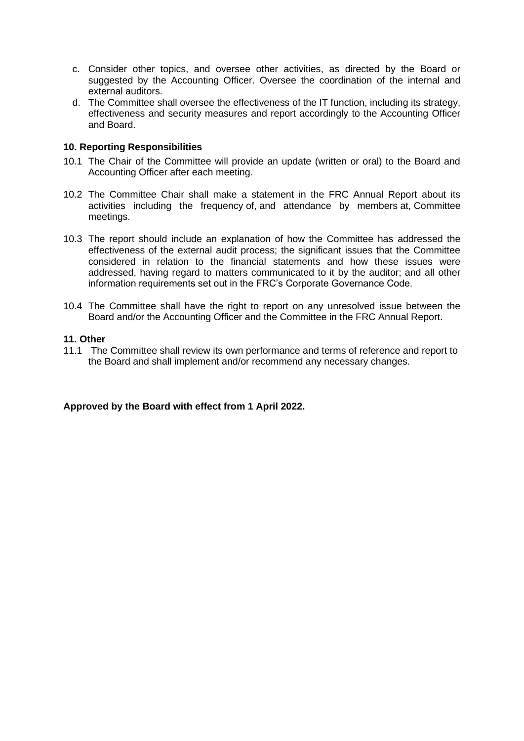c. Consider other topics, and oversee other activities, as directed by the Board or suggested by the Accounting Officer. Oversee the coordination of the internal and external auditors.

d. The Committee shall oversee the effectiveness of the IT function, including its strategy, effectiveness and security measures and report accordingly to the Accounting Officer and Board.

**10. Reporting Responsibilities**

10.1 The Chair of the Committee will provide an update (written or oral) to the Board and Accounting Officer after each meeting.

10.2 The Committee Chair shall make a statement in the FRC Annual Report about its activities including the frequency of, and attendance by members at, Committee meetings.

10.3 The report should include an explanation of how the Committee has addressed the effectiveness of the external audit process; the significant issues that the Committee considered in relation to the financial statements and how these issues were addressed, having regard to matters communicated to it by the auditor; and all other information requirements set out in the FRC's Corporate Governance Code.

10.4 The Committee shall have the right to report on any unresolved issue between the Board and/or the Accounting Officer and the Committee in the FRC Annual Report.

**11. Other**

11.1 The Committee shall review its own performance and terms of reference and report to the Board and shall implement and/or recommend any necessary changes.

**Approved by the Board with effect from 1 April 2022.**